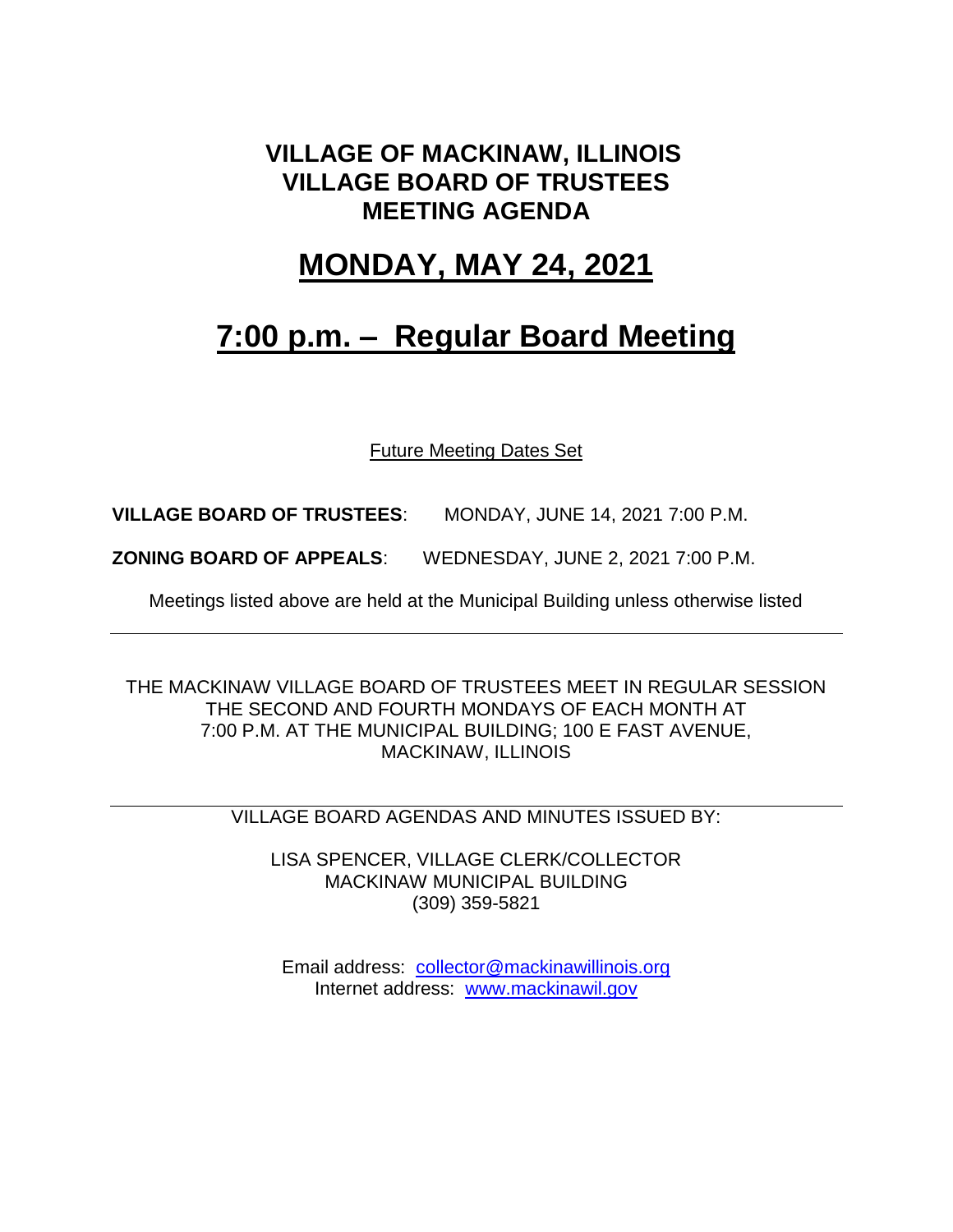# VILLAGE OF MACKINAW, ILLINOIS
# VILLAGE BOARD OF TRUSTEES
# MEETING AGENDA

## MONDAY, MAY 24, 2021

## 7:00 p.m. – Regular Board Meeting

Future Meeting Dates Set

**VILLAGE BOARD OF TRUSTEES**: MONDAY, JUNE 14, 2021 7:00 P.M.

**ZONING BOARD OF APPEALS**: WEDNESDAY, JUNE 2, 2021 7:00 P.M.

Meetings listed above are held at the Municipal Building unless otherwise listed

---

THE MACKINAW VILLAGE BOARD OF TRUSTEES MEET IN REGULAR SESSION THE SECOND AND FOURTH MONDAYS OF EACH MONTH AT 7:00 P.M. AT THE MUNICIPAL BUILDING; 100 E FAST AVENUE, MACKINAW, ILLINOIS

---

VILLAGE BOARD AGENDAS AND MINUTES ISSUED BY:

LISA SPENCER, VILLAGE CLERK/COLLECTOR
MACKINAW MUNICIPAL BUILDING
(309) 359-5821

Email address: collector@mackinawillinois.org
Internet address: www.mackinawil.gov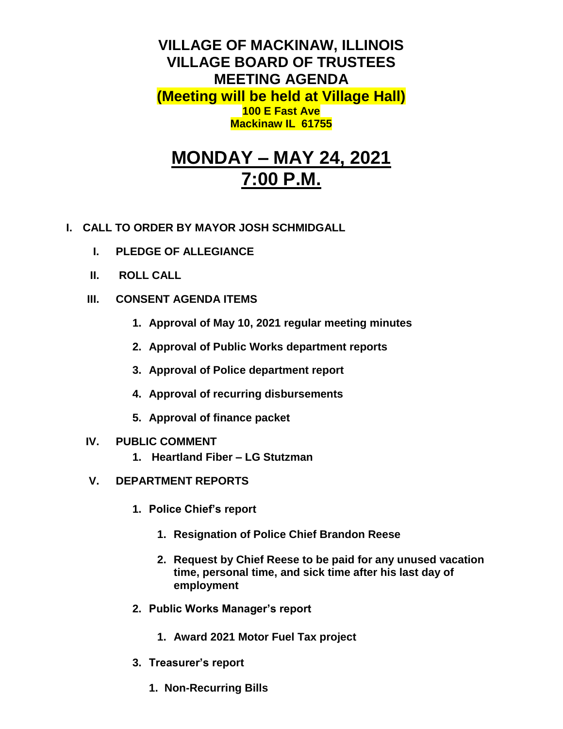# VILLAGE OF MACKINAW, ILLINOIS
# VILLAGE BOARD OF TRUSTEES
# MEETING AGENDA

**(Meeting will be held at Village Hall)**
**100 E Fast Ave**
**Mackinaw IL 61755**

# MONDAY – MAY 24, 2021
# 7:00 P.M.

**I. CALL TO ORDER BY MAYOR JOSH SCHMIDGALL**

- **I. PLEDGE OF ALLEGIANCE**
- **II. ROLL CALL**
- **III. CONSENT AGENDA ITEMS**
  1. **Approval of May 10, 2021 regular meeting minutes**
  2. **Approval of Public Works department reports**
  3. **Approval of Police department report**
  4. **Approval of recurring disbursements**
  5. **Approval of finance packet**
- **IV. PUBLIC COMMENT**
  1. **Heartland Fiber – LG Stutzman**
- **V. DEPARTMENT REPORTS**
  1. **Police Chief's report**
     1. **Resignation of Police Chief Brandon Reese**
     2. **Request by Chief Reese to be paid for any unused vacation time, personal time, and sick time after his last day of employment**
  2. **Public Works Manager's report**
     1. **Award 2021 Motor Fuel Tax project**
  3. **Treasurer's report**
     1. **Non-Recurring Bills**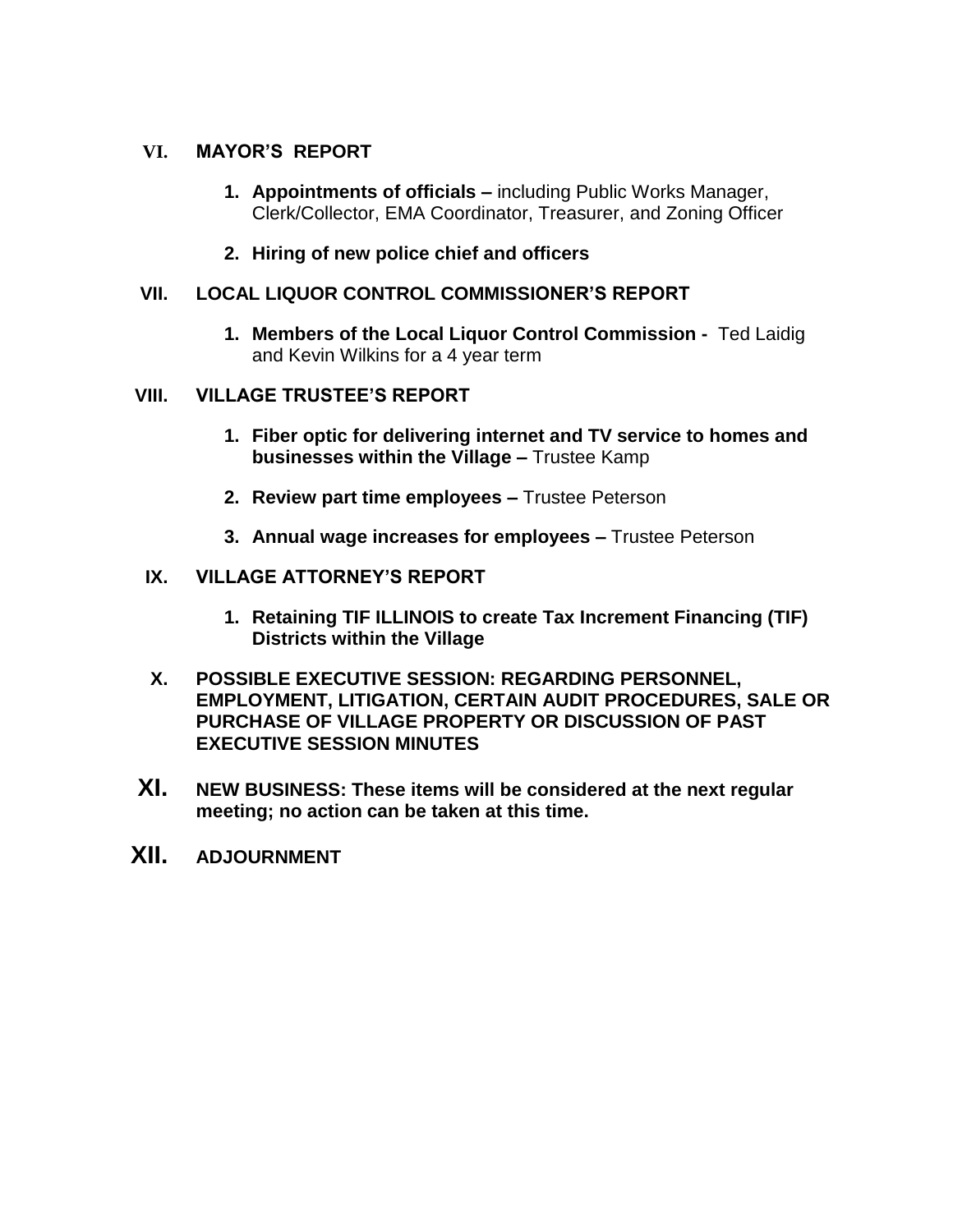**VI. MAYOR'S REPORT**

1. **Appointments of officials –** including Public Works Manager, Clerk/Collector, EMA Coordinator, Treasurer, and Zoning Officer
2. **Hiring of new police chief and officers**

**VII. LOCAL LIQUOR CONTROL COMMISSIONER'S REPORT**

1. **Members of the Local Liquor Control Commission -** Ted Laidig and Kevin Wilkins for a 4 year term

**VIII. VILLAGE TRUSTEE'S REPORT**

1. **Fiber optic for delivering internet and TV service to homes and businesses within the Village –** Trustee Kamp
2. **Review part time employees –** Trustee Peterson
3. **Annual wage increases for employees –** Trustee Peterson

**IX. VILLAGE ATTORNEY'S REPORT**

1. **Retaining TIF ILLINOIS to create Tax Increment Financing (TIF) Districts within the Village**

**X. POSSIBLE EXECUTIVE SESSION: REGARDING PERSONNEL, EMPLOYMENT, LITIGATION, CERTAIN AUDIT PROCEDURES, SALE OR PURCHASE OF VILLAGE PROPERTY OR DISCUSSION OF PAST EXECUTIVE SESSION MINUTES**

**XI. NEW BUSINESS: These items will be considered at the next regular meeting; no action can be taken at this time.**

**XII. ADJOURNMENT**